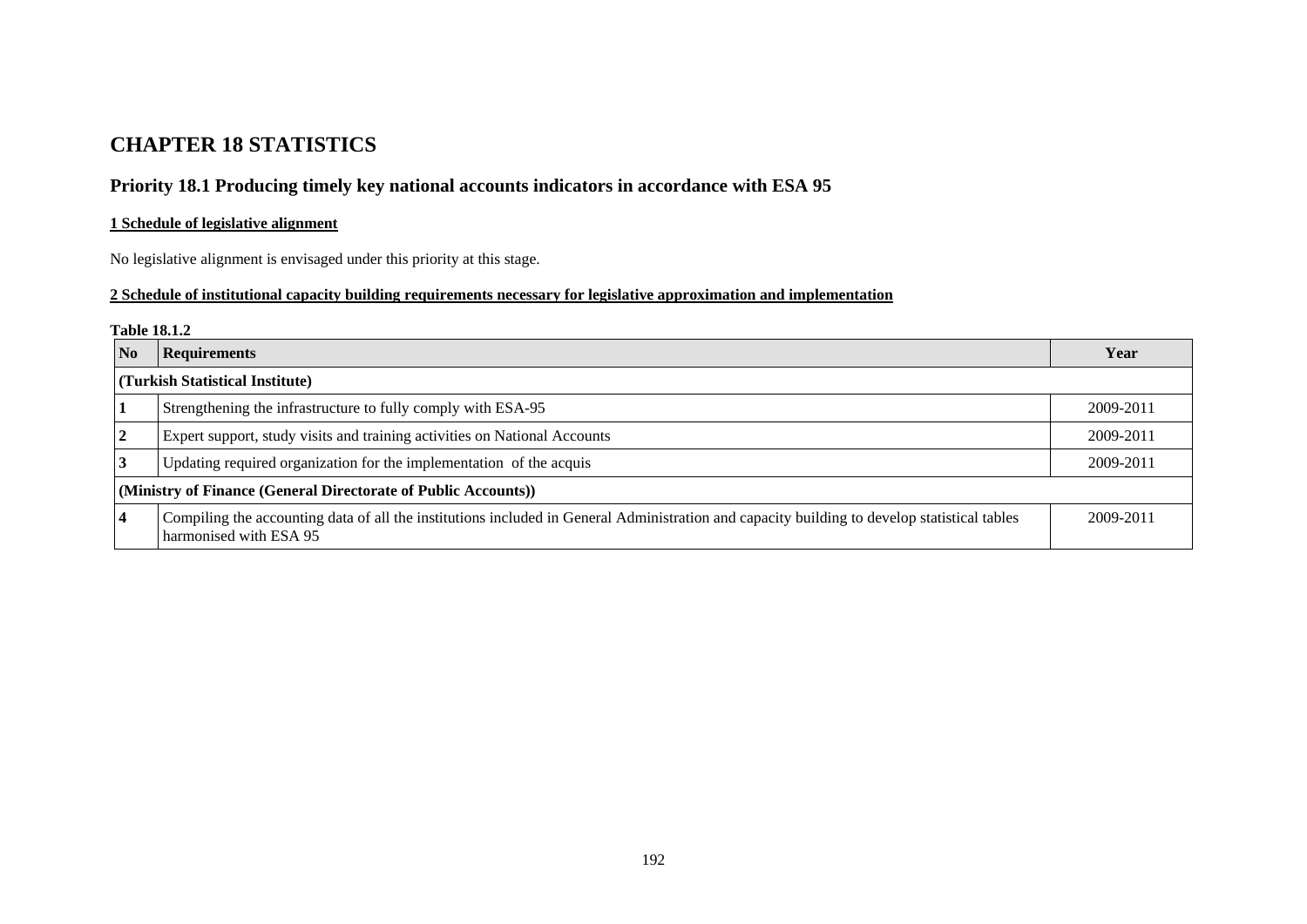# CHAPTER 18 STATISTICS

## Priority 18.1 Producing timely key national accounts indicators in accordance with ESA 95

**1 Schedule of legislative alignment**

No legislative alignment is envisaged under this priority at this stage.

**2 Schedule of institutional capacity building requirements necessary for legislative approximation and implementation**

**Table 18.1.2**

| No | Requirements | Year |
|---|---|---|
| **(Turkish Statistical Institute)** | | |
| **1** | Strengthening the infrastructure to fully comply with ESA-95 | 2009-2011 |
| **2** | Expert support, study visits and training activities on National Accounts | 2009-2011 |
| **3** | Updating required organization for the implementation of the acquis | 2009-2011 |
| **(Ministry of Finance (General Directorate of Public Accounts))** | | |
| **4** | Compiling the accounting data of all the institutions included in General Administration and capacity building to develop statistical tables harmonised with ESA 95 | 2009-2011 |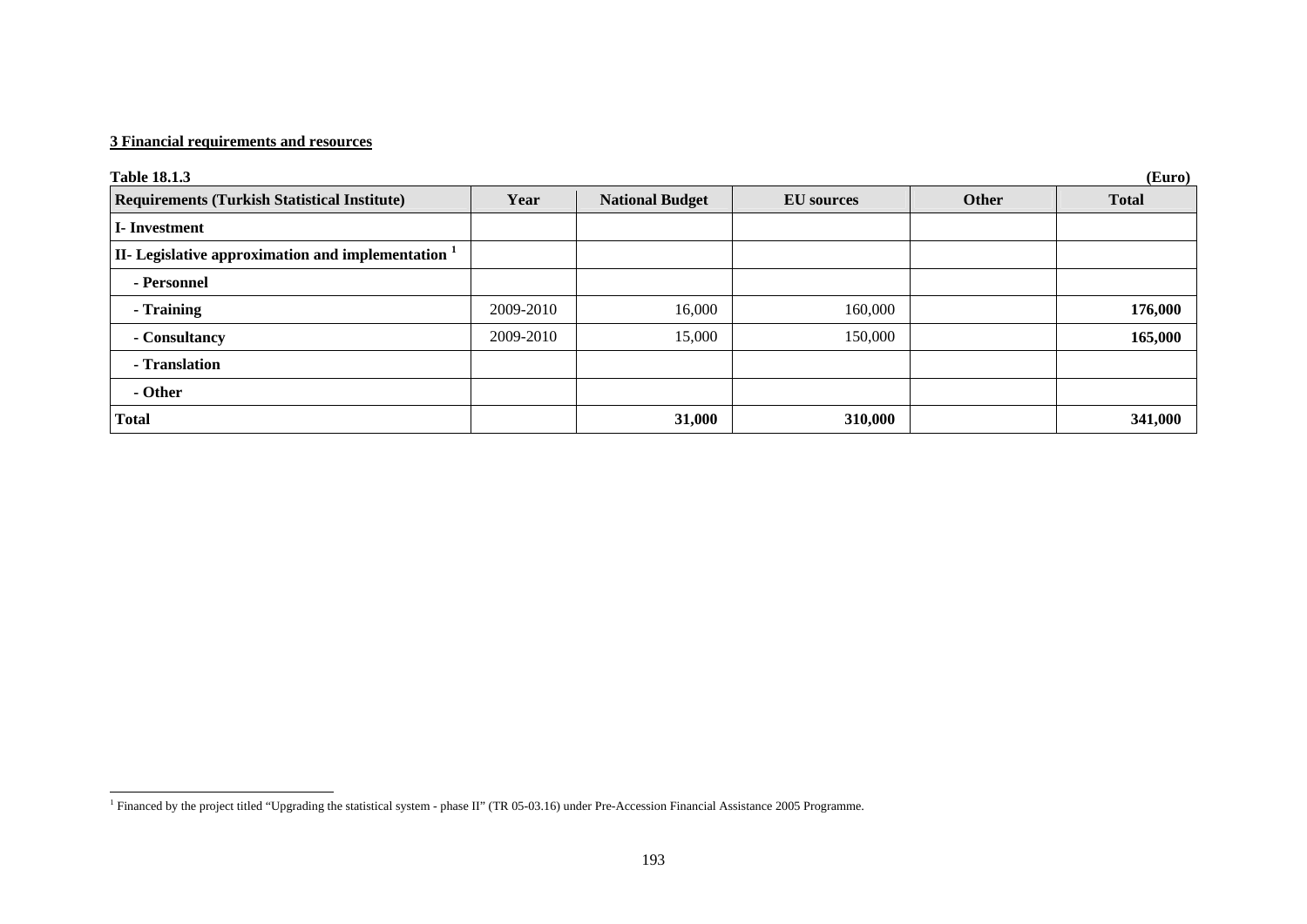**3 Financial requirements and resources**

**Table 18.1.3** **(Euro)**

| Requirements (Turkish Statistical Institute) | Year | National Budget | EU sources | Other | Total |
|---|---|---|---|---|---|
| **I- Investment** | | | | | |
| **II- Legislative approximation and implementation** [1] | | | | | |
| **- Personnel** | | | | | |
| **- Training** | 2009-2010 | 16,000 | 160,000 | | **176,000** |
| **- Consultancy** | 2009-2010 | 15,000 | 150,000 | | **165,000** |
| **- Translation** | | | | | |
| **- Other** | | | | | |
| **Total** | | **31,000** | **310,000** | | **341,000** |

[1] Financed by the project titled "Upgrading the statistical system - phase II" (TR 05-03.16) under Pre-Accession Financial Assistance 2005 Programme.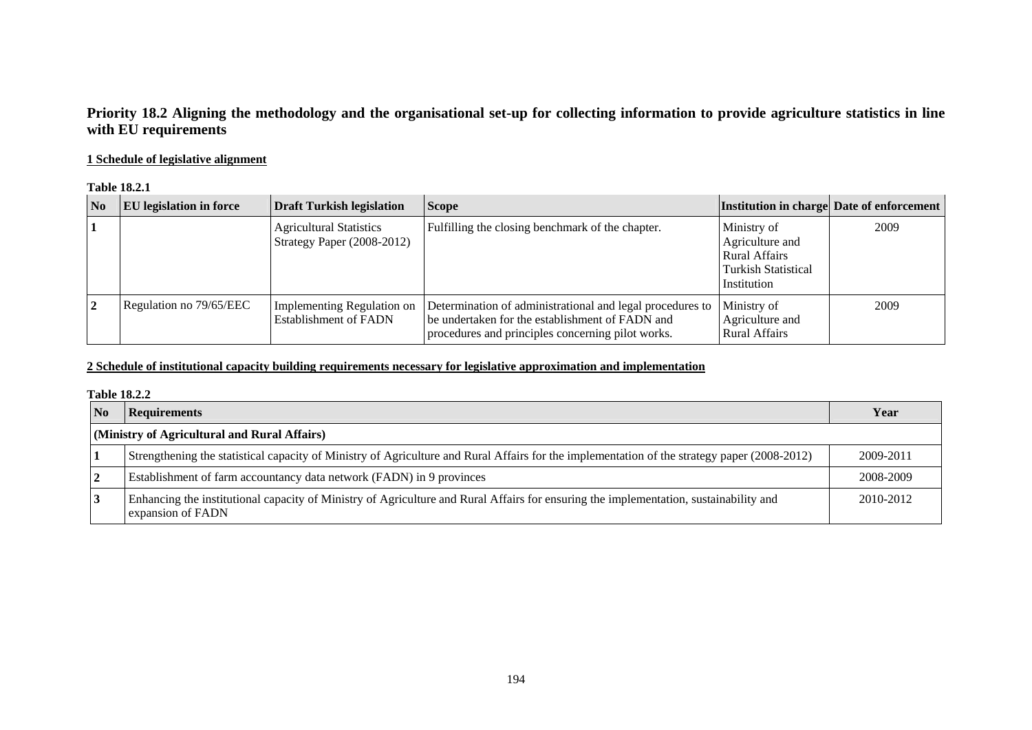## Priority 18.2 Aligning the methodology and the organisational set-up for collecting information to provide agriculture statistics in line with EU requirements

### 1 Schedule of legislative alignment

**Table 18.2.1**

| No | EU legislation in force | Draft Turkish legislation | Scope | Institution in charge | Date of enforcement |
|---|---|---|---|---|---|
| 1 | | Agricultural Statistics Strategy Paper (2008-2012) | Fulfilling the closing benchmark of the chapter. | Ministry of Agriculture and Rural Affairs Turkish Statistical Institution | 2009 |
| 2 | Regulation no 79/65/EEC | Implementing Regulation on Establishment of FADN | Determination of administrational and legal procedures to be undertaken for the establishment of FADN and procedures and principles concerning pilot works. | Ministry of Agriculture and Rural Affairs | 2009 |

### 2 Schedule of institutional capacity building requirements necessary for legislative approximation and implementation

**Table 18.2.2**

| No | Requirements | Year |
|---|---|---|
| **(Ministry of Agricultural and Rural Affairs)** | | |
| 1 | Strengthening the statistical capacity of Ministry of Agriculture and Rural Affairs for the implementation of the strategy paper (2008-2012) | 2009-2011 |
| 2 | Establishment of farm accountancy data network (FADN) in 9 provinces | 2008-2009 |
| 3 | Enhancing the institutional capacity of Ministry of Agriculture and Rural Affairs for ensuring the implementation, sustainability and expansion of FADN | 2010-2012 |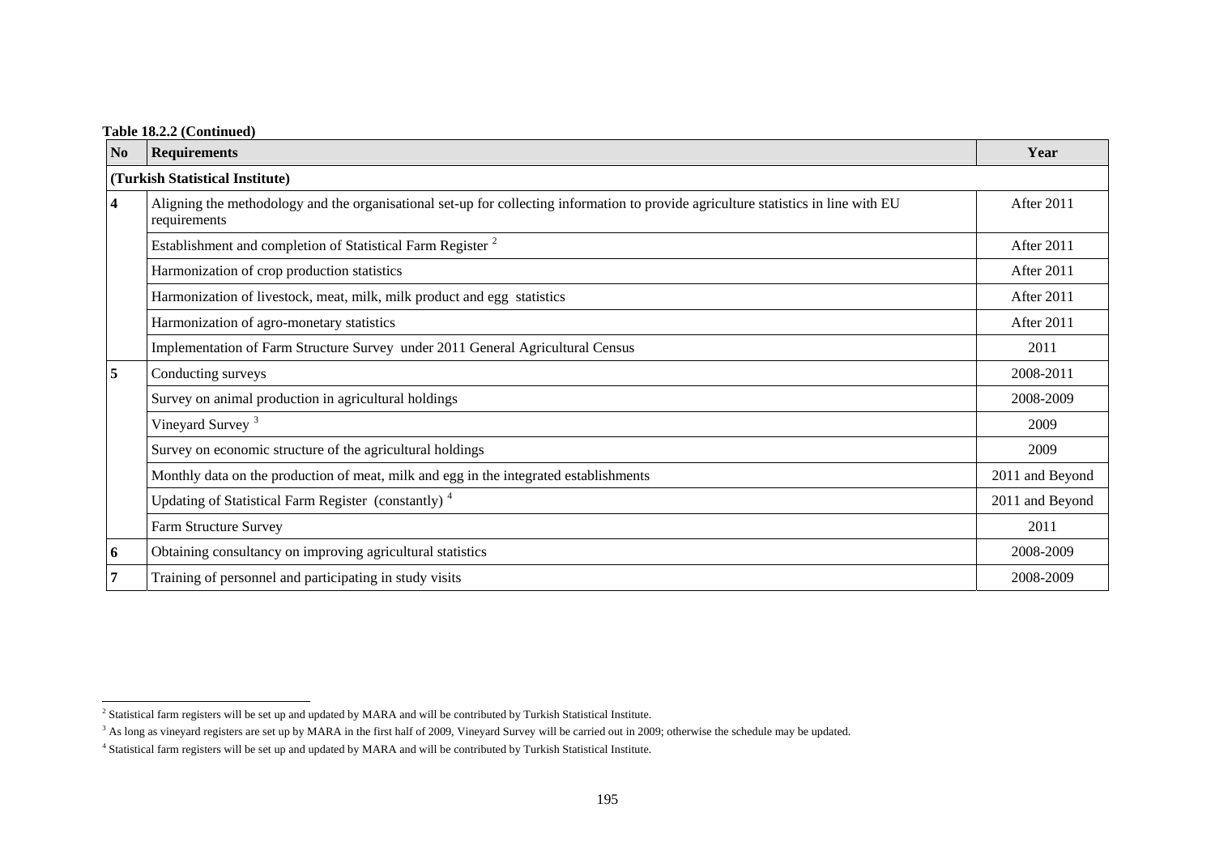**Table 18.2.2 (Continued)**

| No | Requirements | Year |
|---|---|---|
| **(Turkish Statistical Institute)** | | |
| **4** | Aligning the methodology and the organisational set-up for collecting information to provide agriculture statistics in line with EU requirements | After 2011 |
| | Establishment and completion of Statistical Farm Register [2] | After 2011 |
| | Harmonization of crop production statistics | After 2011 |
| | Harmonization of livestock, meat, milk, milk product and egg statistics | After 2011 |
| | Harmonization of agro-monetary statistics | After 2011 |
| | Implementation of Farm Structure Survey under 2011 General Agricultural Census | 2011 |
| **5** | Conducting surveys | 2008-2011 |
| | Survey on animal production in agricultural holdings | 2008-2009 |
| | Vineyard Survey [3] | 2009 |
| | Survey on economic structure of the agricultural holdings | 2009 |
| | Monthly data on the production of meat, milk and egg in the integrated establishments | 2011 and Beyond |
| | Updating of Statistical Farm Register (constantly) [4] | 2011 and Beyond |
| | Farm Structure Survey | 2011 |
| **6** | Obtaining consultancy on improving agricultural statistics | 2008-2009 |
| **7** | Training of personnel and participating in study visits | 2008-2009 |

[2] Statistical farm registers will be set up and updated by MARA and will be contributed by Turkish Statistical Institute.

[3] As long as vineyard registers are set up by MARA in the first half of 2009, Vineyard Survey will be carried out in 2009; otherwise the schedule may be updated.

[4] Statistical farm registers will be set up and updated by MARA and will be contributed by Turkish Statistical Institute.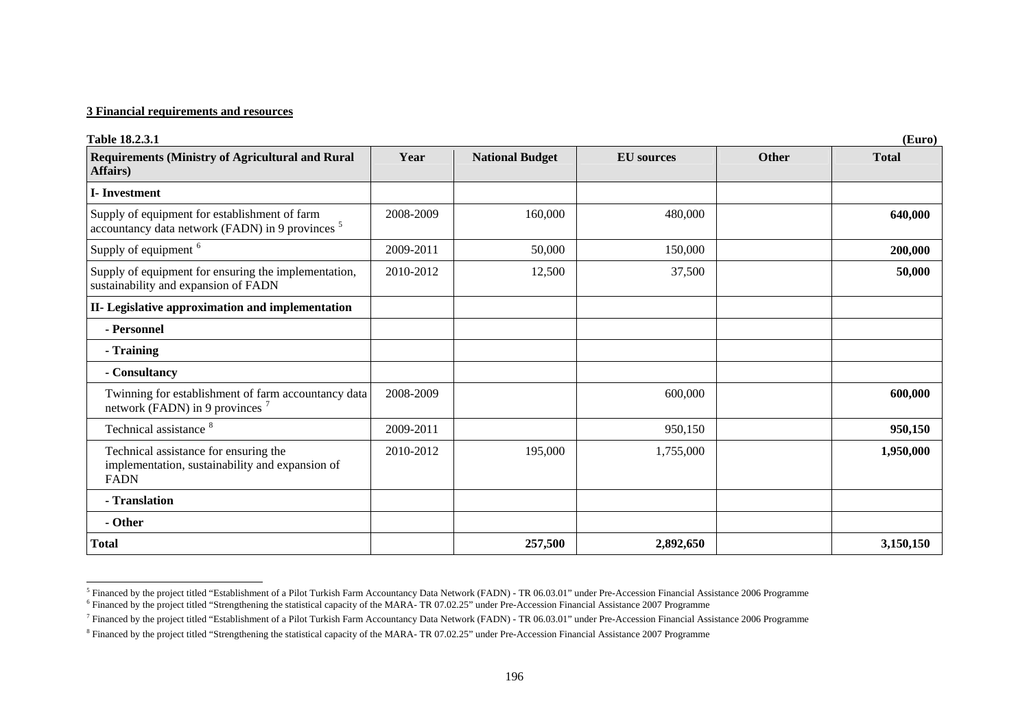**3 Financial requirements and resources**

**Table 18.2.3.1** **(Euro)**

| Requirements (Ministry of Agricultural and Rural Affairs) | Year | National Budget | EU sources | Other | Total |
|---|---|---|---|---|---|
| **I- Investment** | | | | | |
| Supply of equipment for establishment of farm accountancy data network (FADN) in 9 provinces [5] | 2008-2009 | 160,000 | 480,000 | | **640,000** |
| Supply of equipment [6] | 2009-2011 | 50,000 | 150,000 | | **200,000** |
| Supply of equipment for ensuring the implementation, sustainability and expansion of FADN | 2010-2012 | 12,500 | 37,500 | | **50,000** |
| **II- Legislative approximation and implementation** | | | | | |
| **- Personnel** | | | | | |
| **- Training** | | | | | |
| **- Consultancy** | | | | | |
| Twinning for establishment of farm accountancy data network (FADN) in 9 provinces [7] | 2008-2009 | | 600,000 | | **600,000** |
| Technical assistance [8] | 2009-2011 | | 950,150 | | **950,150** |
| Technical assistance for ensuring the implementation, sustainability and expansion of FADN | 2010-2012 | 195,000 | 1,755,000 | | **1,950,000** |
| **- Translation** | | | | | |
| **- Other** | | | | | |
| **Total** | | **257,500** | **2,892,650** | | **3,150,150** |

---

[5] Financed by the project titled "Establishment of a Pilot Turkish Farm Accountancy Data Network (FADN) - TR 06.03.01" under Pre-Accession Financial Assistance 2006 Programme

[6] Financed by the project titled "Strengthening the statistical capacity of the MARA- TR 07.02.25" under Pre-Accession Financial Assistance 2007 Programme

[7] Financed by the project titled "Establishment of a Pilot Turkish Farm Accountancy Data Network (FADN) - TR 06.03.01" under Pre-Accession Financial Assistance 2006 Programme

[8] Financed by the project titled "Strengthening the statistical capacity of the MARA- TR 07.02.25" under Pre-Accession Financial Assistance 2007 Programme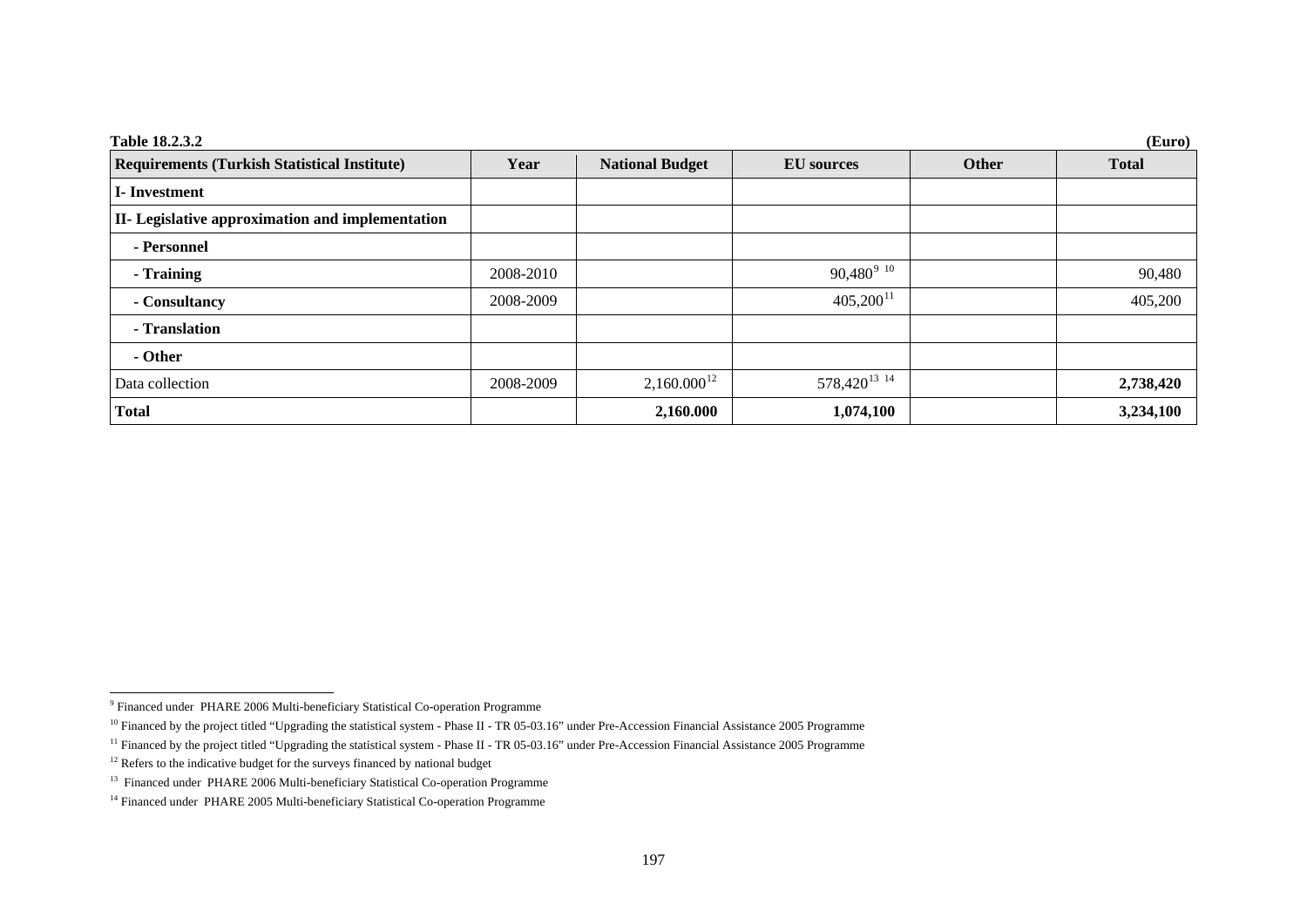**Table 18.2.3.2** (Euro)

| Requirements (Turkish Statistical Institute) | Year | National Budget | EU sources | Other | Total |
|---|---|---|---|---|---|
| **I- Investment** | | | | | |
| **II- Legislative approximation and implementation** | | | | | |
| **- Personnel** | | | | | |
| **- Training** | 2008-2010 | | 90,480[9] [10] | | 90,480 |
| **- Consultancy** | 2008-2009 | | 405,200[11] | | 405,200 |
| **- Translation** | | | | | |
| **- Other** | | | | | |
| Data collection | 2008-2009 | 2,160.000[12] | 578,420[13] [14] | | **2,738,420** |
| **Total** | | **2,160.000** | **1,074,100** | | **3,234,100** |

[9] Financed under PHARE 2006 Multi-beneficiary Statistical Co-operation Programme

[10] Financed by the project titled "Upgrading the statistical system - Phase II - TR 05-03.16" under Pre-Accession Financial Assistance 2005 Programme

[11] Financed by the project titled "Upgrading the statistical system - Phase II - TR 05-03.16" under Pre-Accession Financial Assistance 2005 Programme

[12] Refers to the indicative budget for the surveys financed by national budget

[13] Financed under PHARE 2006 Multi-beneficiary Statistical Co-operation Programme

[14] Financed under PHARE 2005 Multi-beneficiary Statistical Co-operation Programme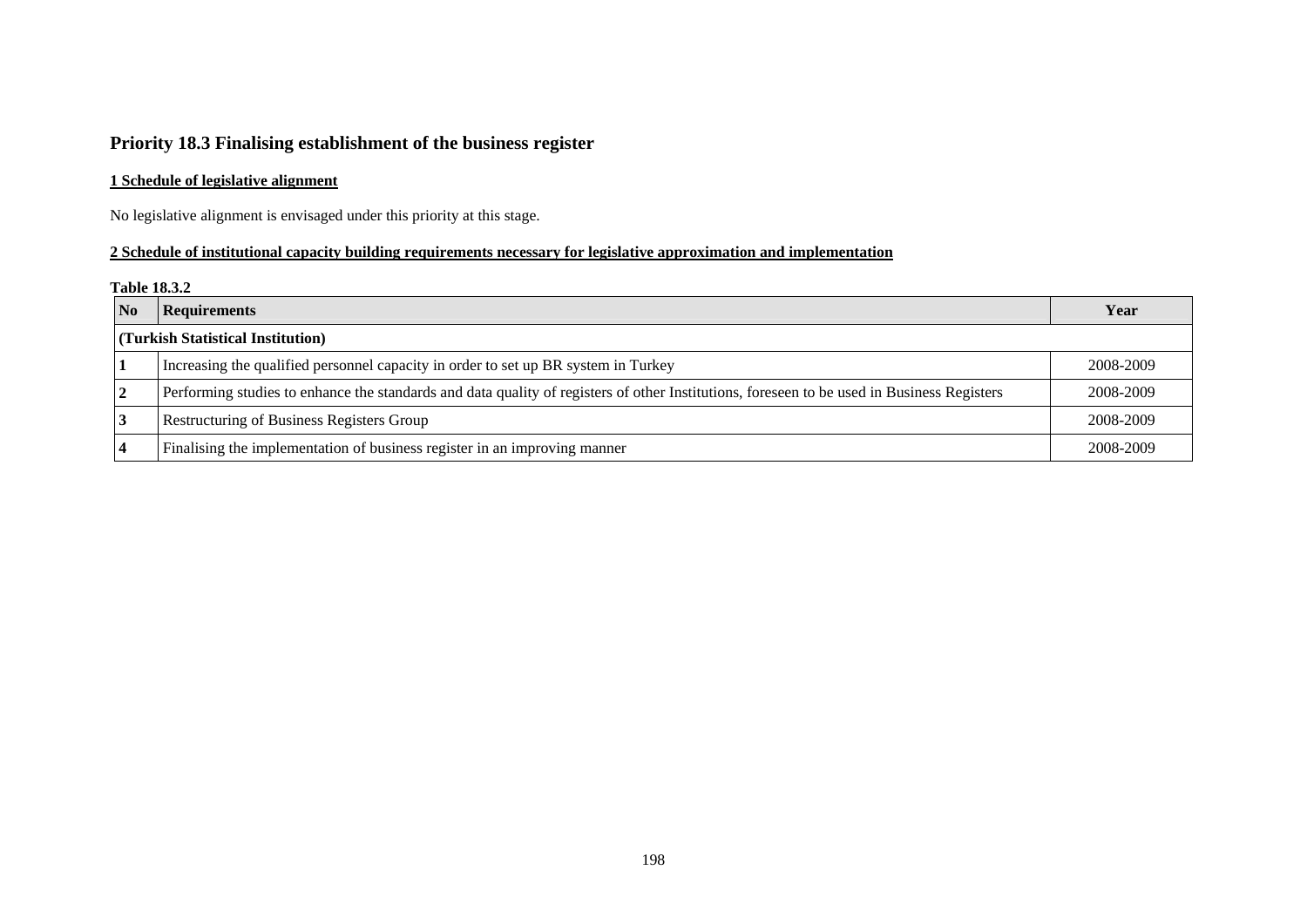## Priority 18.3 Finalising establishment of the business register

### 1 Schedule of legislative alignment

No legislative alignment is envisaged under this priority at this stage.

### 2 Schedule of institutional capacity building requirements necessary for legislative approximation and implementation

**Table 18.3.2**

| No | Requirements | Year |
|---|---|---|
| **(Turkish Statistical Institution)** | | |
| **1** | Increasing the qualified personnel capacity in order to set up BR system in Turkey | 2008-2009 |
| **2** | Performing studies to enhance the standards and data quality of registers of other Institutions, foreseen to be used in Business Registers | 2008-2009 |
| **3** | Restructuring of Business Registers Group | 2008-2009 |
| **4** | Finalising the implementation of business register in an improving manner | 2008-2009 |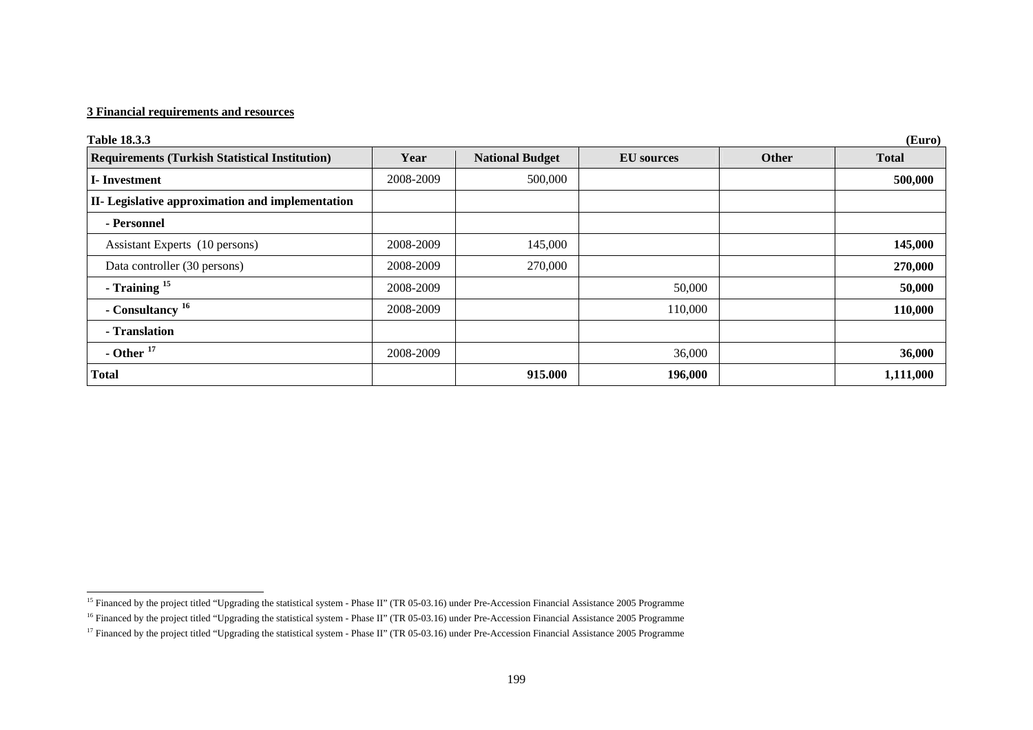**3 Financial requirements and resources**

**Table 18.3.3** **(Euro)**

| Requirements (Turkish Statistical Institution) | Year | National Budget | EU sources | Other | Total |
|---|---|---|---|---|---|
| **I- Investment** | 2008-2009 | 500,000 | | | **500,000** |
| **II- Legislative approximation and implementation** | | | | | |
| **- Personnel** | | | | | |
| Assistant Experts (10 persons) | 2008-2009 | 145,000 | | | **145,000** |
| Data controller (30 persons) | 2008-2009 | 270,000 | | | **270,000** |
| **- Training** [15] | 2008-2009 | | 50,000 | | **50,000** |
| **- Consultancy** [16] | 2008-2009 | | 110,000 | | **110,000** |
| **- Translation** | | | | | |
| **- Other** [17] | 2008-2009 | | 36,000 | | **36,000** |
| **Total** | | **915.000** | **196,000** | | **1,111,000** |

---

[15] Financed by the project titled "Upgrading the statistical system - Phase II" (TR 05-03.16) under Pre-Accession Financial Assistance 2005 Programme

[16] Financed by the project titled "Upgrading the statistical system - Phase II" (TR 05-03.16) under Pre-Accession Financial Assistance 2005 Programme

[17] Financed by the project titled "Upgrading the statistical system - Phase II" (TR 05-03.16) under Pre-Accession Financial Assistance 2005 Programme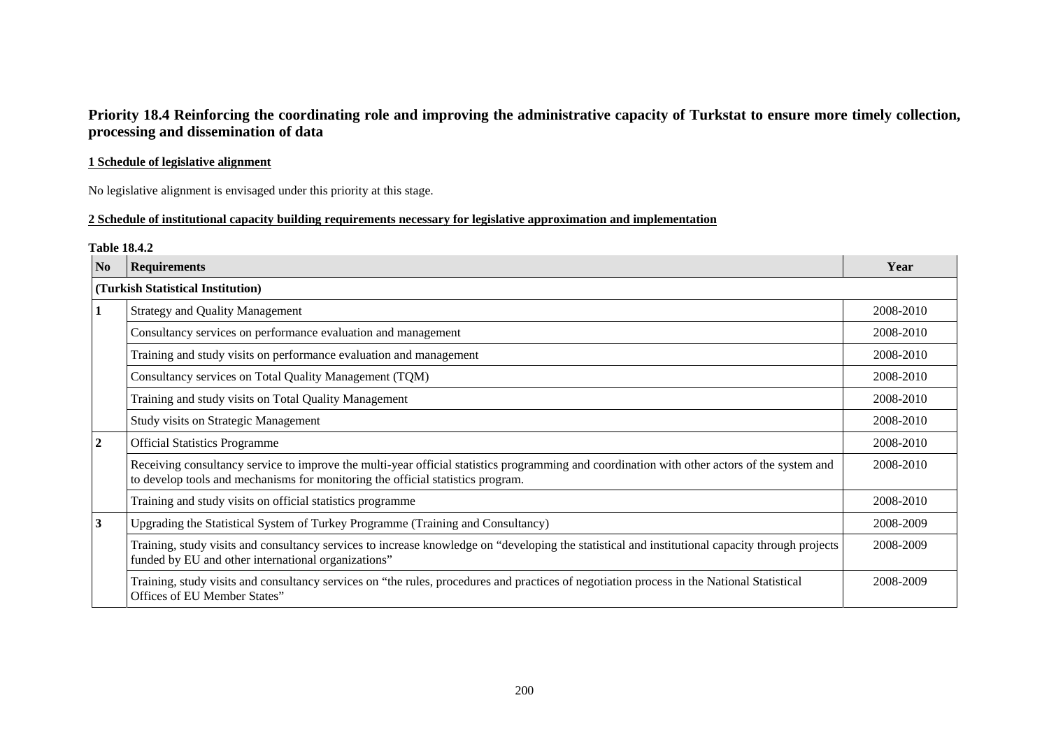## Priority 18.4 Reinforcing the coordinating role and improving the administrative capacity of Turkstat to ensure more timely collection, processing and dissemination of data

**1 Schedule of legislative alignment**

No legislative alignment is envisaged under this priority at this stage.

**2 Schedule of institutional capacity building requirements necessary for legislative approximation and implementation**

**Table 18.4.2**

| No | Requirements | Year |
|---|---|---|
| **(Turkish Statistical Institution)** | | |
| **1** | Strategy and Quality Management | 2008-2010 |
| | Consultancy services on performance evaluation and management | 2008-2010 |
| | Training and study visits on performance evaluation and management | 2008-2010 |
| | Consultancy services on Total Quality Management (TQM) | 2008-2010 |
| | Training and study visits on Total Quality Management | 2008-2010 |
| | Study visits on Strategic Management | 2008-2010 |
| **2** | Official Statistics Programme | 2008-2010 |
| | Receiving consultancy service to improve the multi-year official statistics programming and coordination with other actors of the system and to develop tools and mechanisms for monitoring the official statistics program. | 2008-2010 |
| | Training and study visits on official statistics programme | 2008-2010 |
| **3** | Upgrading the Statistical System of Turkey Programme (Training and Consultancy) | 2008-2009 |
| | Training, study visits and consultancy services to increase knowledge on "developing the statistical and institutional capacity through projects funded by EU and other international organizations" | 2008-2009 |
| | Training, study visits and consultancy services on "the rules, procedures and practices of negotiation process in the National Statistical Offices of EU Member States" | 2008-2009 |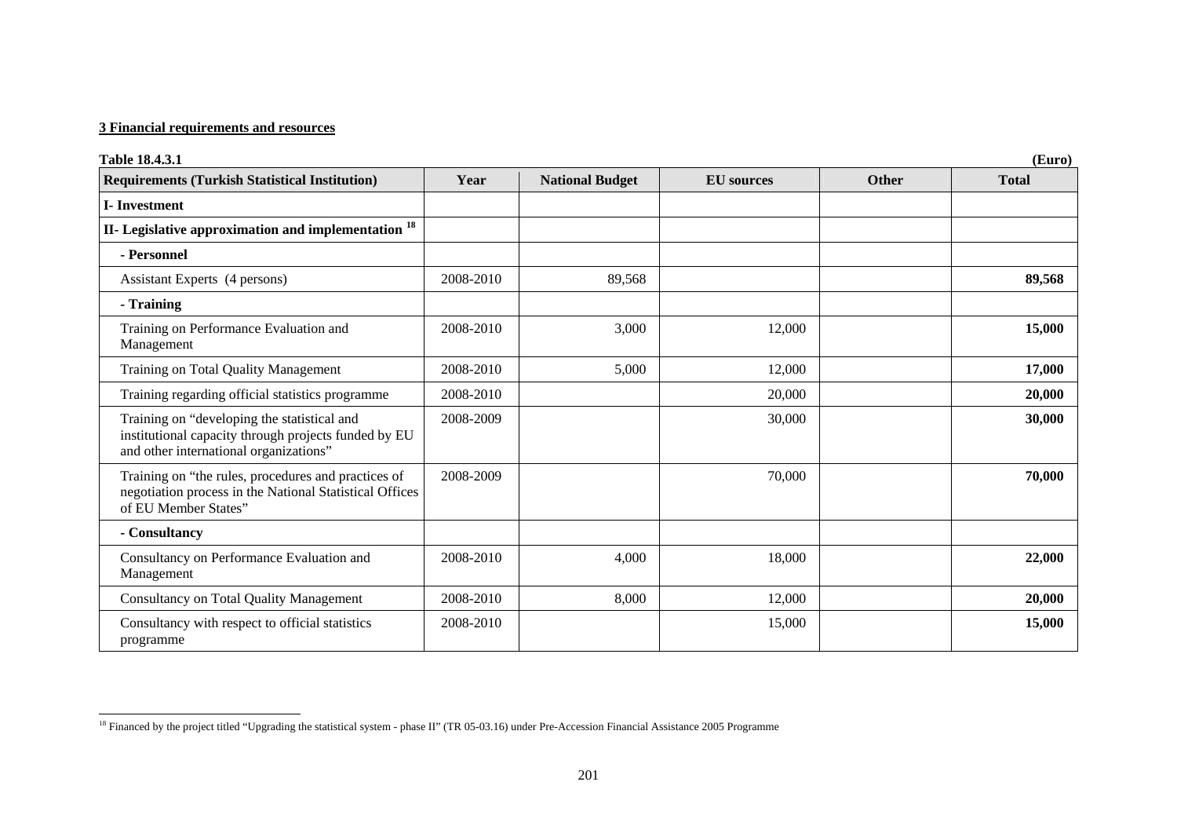**3 Financial requirements and resources**

**Table 18.4.3.1** **(Euro)**

| Requirements (Turkish Statistical Institution) | Year | National Budget | EU sources | Other | Total |
|---|---|---|---|---|---|
| **I- Investment** | | | | | |
| **II- Legislative approximation and implementation [18]** | | | | | |
| **- Personnel** | | | | | |
| Assistant Experts (4 persons) | 2008-2010 | 89,568 | | | **89,568** |
| **- Training** | | | | | |
| Training on Performance Evaluation and Management | 2008-2010 | 3,000 | 12,000 | | **15,000** |
| Training on Total Quality Management | 2008-2010 | 5,000 | 12,000 | | **17,000** |
| Training regarding official statistics programme | 2008-2010 | | 20,000 | | **20,000** |
| Training on "developing the statistical and institutional capacity through projects funded by EU and other international organizations" | 2008-2009 | | 30,000 | | **30,000** |
| Training on "the rules, procedures and practices of negotiation process in the National Statistical Offices of EU Member States" | 2008-2009 | | 70,000 | | **70,000** |
| **- Consultancy** | | | | | |
| Consultancy on Performance Evaluation and Management | 2008-2010 | 4,000 | 18,000 | | **22,000** |
| Consultancy on Total Quality Management | 2008-2010 | 8,000 | 12,000 | | **20,000** |
| Consultancy with respect to official statistics programme | 2008-2010 | | 15,000 | | **15,000** |

[18] Financed by the project titled "Upgrading the statistical system - phase II" (TR 05-03.16) under Pre-Accession Financial Assistance 2005 Programme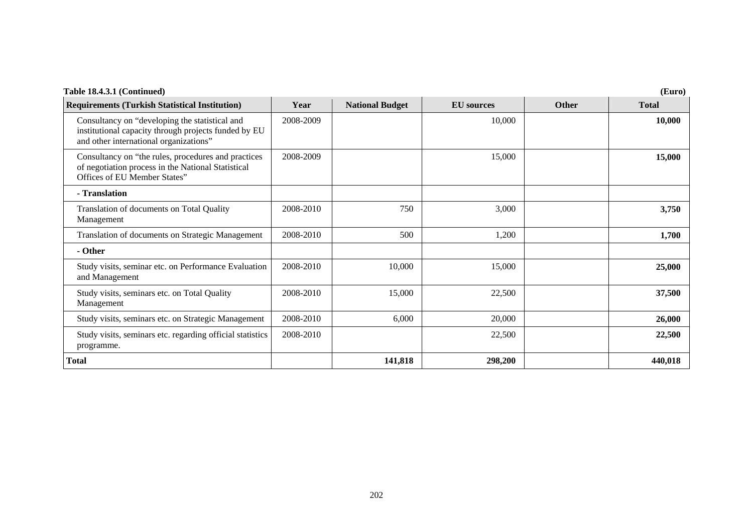**Table 18.4.3.1 (Continued)** **(Euro)**

| Requirements (Turkish Statistical Institution) | Year | National Budget | EU sources | Other | Total |
|---|---|---|---|---|---|
| Consultancy on "developing the statistical and institutional capacity through projects funded by EU and other international organizations" | 2008-2009 | | 10,000 | | **10,000** |
| Consultancy on "the rules, procedures and practices of negotiation process in the National Statistical Offices of EU Member States" | 2008-2009 | | 15,000 | | **15,000** |
| **- Translation** | | | | | |
| Translation of documents on Total Quality Management | 2008-2010 | 750 | 3,000 | | **3,750** |
| Translation of documents on Strategic Management | 2008-2010 | 500 | 1,200 | | **1,700** |
| **- Other** | | | | | |
| Study visits, seminar etc. on Performance Evaluation and Management | 2008-2010 | 10,000 | 15,000 | | **25,000** |
| Study visits, seminars etc. on Total Quality Management | 2008-2010 | 15,000 | 22,500 | | **37,500** |
| Study visits, seminars etc. on Strategic Management | 2008-2010 | 6,000 | 20,000 | | **26,000** |
| Study visits, seminars etc. regarding official statistics programme. | 2008-2010 | | 22,500 | | **22,500** |
| **Total** | | **141,818** | **298,200** | | **440,018** |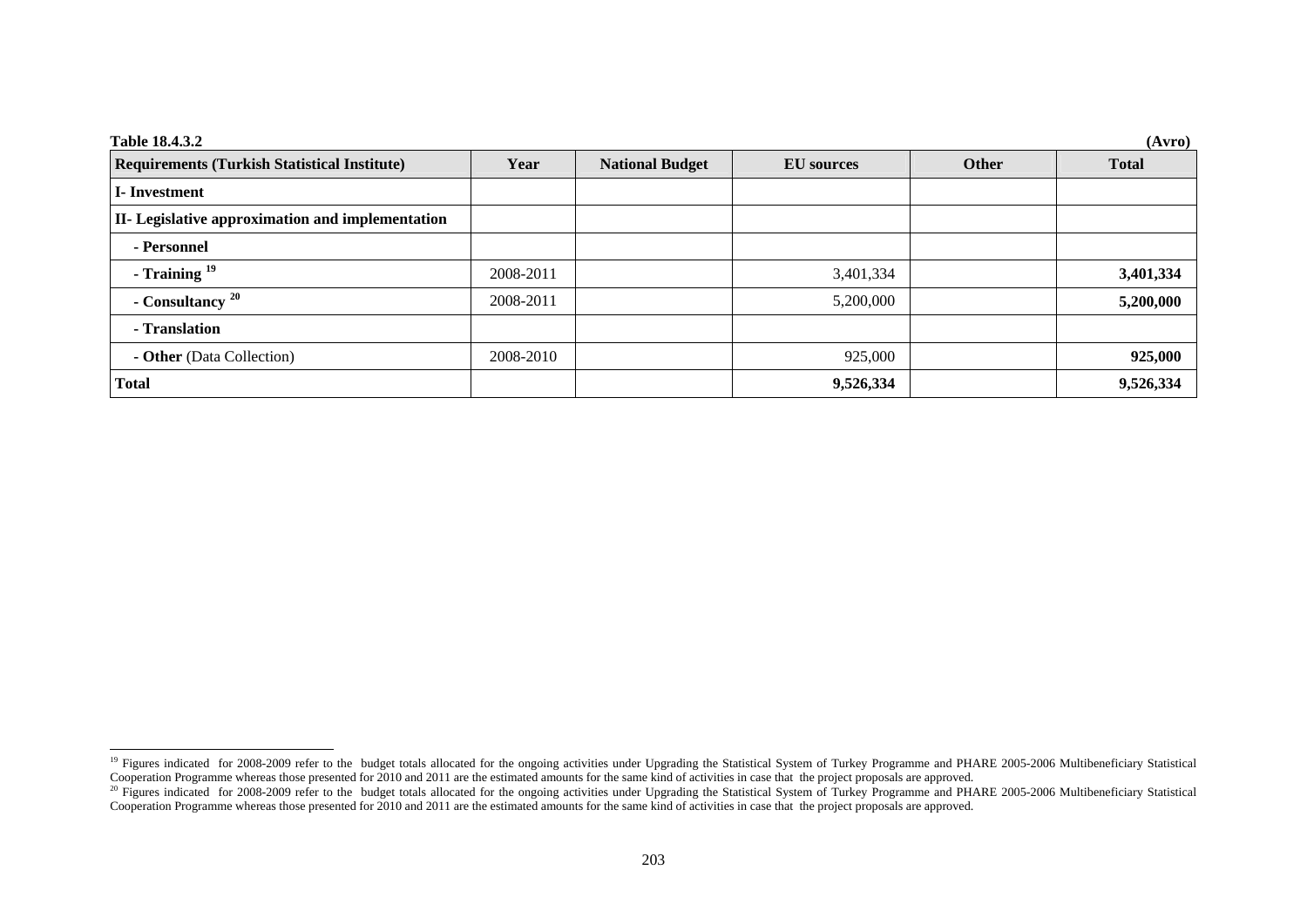**Table 18.4.3.2** **(Avro)**

| Requirements (Turkish Statistical Institute) | Year | National Budget | EU sources | Other | Total |
|---|---|---|---|---|---|
| **I- Investment** | | | | | |
| **II- Legislative approximation and implementation** | | | | | |
| **- Personnel** | | | | | |
| **- Training** [19] | 2008-2011 | | 3,401,334 | | **3,401,334** |
| **- Consultancy** [20] | 2008-2011 | | 5,200,000 | | **5,200,000** |
| **- Translation** | | | | | |
| **- Other** (Data Collection) | 2008-2010 | | 925,000 | | **925,000** |
| **Total** | | | **9,526,334** | | **9,526,334** |

[19] Figures indicated for 2008-2009 refer to the budget totals allocated for the ongoing activities under Upgrading the Statistical System of Turkey Programme and PHARE 2005-2006 Multibeneficiary Statistical Cooperation Programme whereas those presented for 2010 and 2011 are the estimated amounts for the same kind of activities in case that the project proposals are approved.

[20] Figures indicated for 2008-2009 refer to the budget totals allocated for the ongoing activities under Upgrading the Statistical System of Turkey Programme and PHARE 2005-2006 Multibeneficiary Statistical Cooperation Programme whereas those presented for 2010 and 2011 are the estimated amounts for the same kind of activities in case that the project proposals are approved.